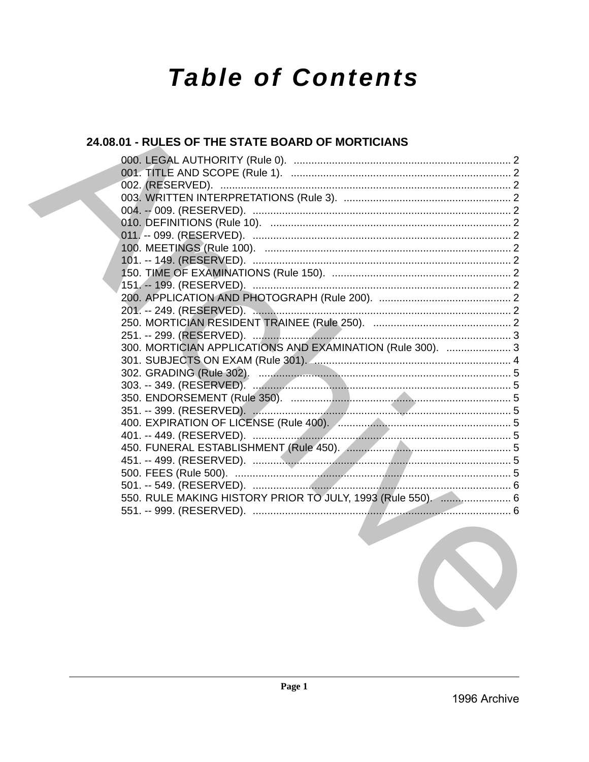# Table of Contents

## 24.08.01 - RULES OF THE STATE BOARD OF MORTICIANS

000. LEGAL AUTHORITY (Rule 0). .......................................................................... 2
001. TITLE AND SCOPE (Rule 1). .......................................................................... 2
002. (RESERVED). .......................................................................................... 2
003. WRITTEN INTERPRETATIONS (Rule 3). ......................................................... 2
004. -- 009. (RESERVED). .................................................................................. 2
010. DEFINITIONS (Rule 10). .............................................................................. 2
011. -- 099. (RESERVED). .................................................................................. 2
100. MEETINGS (Rule 100). ................................................................................ 2
101. -- 149. (RESERVED). .................................................................................. 2
150. TIME OF EXAMINATIONS (Rule 150). ............................................................. 2
151. -- 199. (RESERVED). .................................................................................. 2
200. APPLICATION AND PHOTOGRAPH (Rule 200). ............................................. 2
201. -- 249. (RESERVED). .................................................................................. 2
250. MORTICIAN RESIDENT TRAINEE (Rule 250). ............................................... 2
251. -- 299. (RESERVED). .................................................................................. 3
300. MORTICIAN APPLICATIONS AND EXAMINATION (Rule 300). ...................... 3
301. SUBJECTS ON EXAM (Rule 301). ................................................................... 4
302. GRADING (Rule 302). .................................................................................. 5
303. -- 349. (RESERVED). .................................................................................. 5
350. ENDORSEMENT (Rule 350). .......................................................................... 5
351. -- 399. (RESERVED). .................................................................................. 5
400. EXPIRATION OF LICENSE (Rule 400). ........................................................... 5
401. -- 449. (RESERVED). .................................................................................. 5
450. FUNERAL ESTABLISHMENT (Rule 450). ........................................................ 5
451. -- 499. (RESERVED). .................................................................................. 5
500. FEES (Rule 500). .......................................................................................... 5
501. -- 549. (RESERVED). .................................................................................. 6
550. RULE MAKING HISTORY PRIOR TO JULY, 1993 (Rule 550). ........................ 6
551. -- 999. (RESERVED). .................................................................................. 6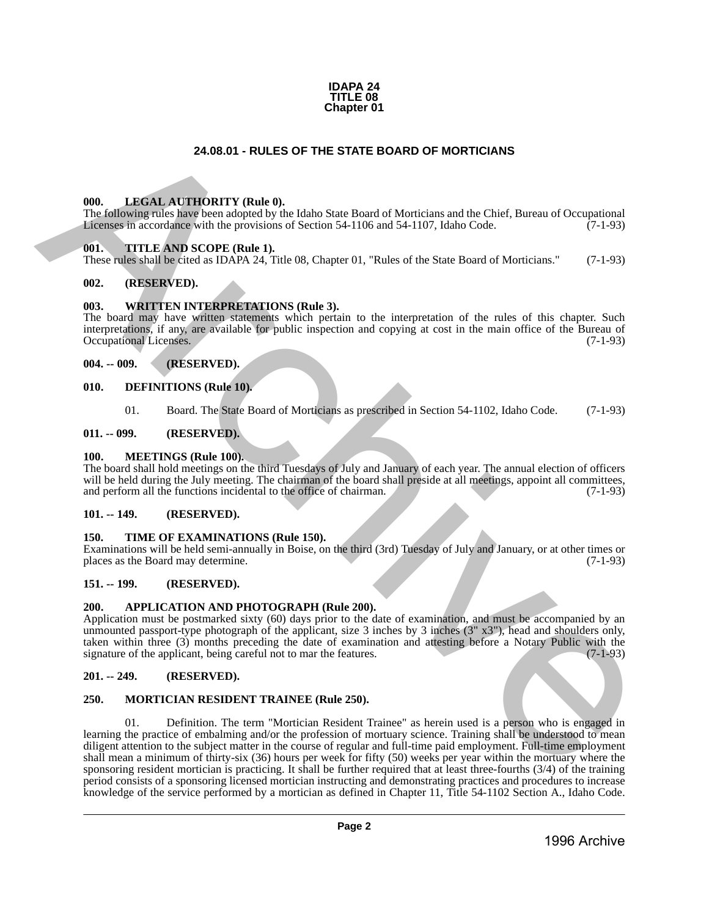**IDAPA 24**
**TITLE 08**
**Chapter 01**

# 24.08.01 - RULES OF THE STATE BOARD OF MORTICIANS

**000. LEGAL AUTHORITY (Rule 0).**
The following rules have been adopted by the Idaho State Board of Morticians and the Chief, Bureau of Occupational Licenses in accordance with the provisions of Section 54-1106 and 54-1107, Idaho Code. (7-1-93)

**001. TITLE AND SCOPE (Rule 1).**
These rules shall be cited as IDAPA 24, Title 08, Chapter 01, "Rules of the State Board of Morticians." (7-1-93)

**002. (RESERVED).**

**003. WRITTEN INTERPRETATIONS (Rule 3).**
The board may have written statements which pertain to the interpretation of the rules of this chapter. Such interpretations, if any, are available for public inspection and copying at cost in the main office of the Bureau of Occupational Licenses. (7-1-93)

**004. -- 009. (RESERVED).**

**010. DEFINITIONS (Rule 10).**

01. Board. The State Board of Morticians as prescribed in Section 54-1102, Idaho Code. (7-1-93)

**011. -- 099. (RESERVED).**

**100. MEETINGS (Rule 100).**
The board shall hold meetings on the third Tuesdays of July and January of each year. The annual election of officers will be held during the July meeting. The chairman of the board shall preside at all meetings, appoint all committees, and perform all the functions incidental to the office of chairman. (7-1-93)

**101. -- 149. (RESERVED).**

**150. TIME OF EXAMINATIONS (Rule 150).**
Examinations will be held semi-annually in Boise, on the third (3rd) Tuesday of July and January, or at other times or places as the Board may determine. (7-1-93)

**151. -- 199. (RESERVED).**

**200. APPLICATION AND PHOTOGRAPH (Rule 200).**
Application must be postmarked sixty (60) days prior to the date of examination, and must be accompanied by an unmounted passport-type photograph of the applicant, size 3 inches by 3 inches (3" x3"), head and shoulders only, taken within three (3) months preceding the date of examination and attesting before a Notary Public with the signature of the applicant, being careful not to mar the features. (7-1-93)

**201. -- 249. (RESERVED).**

**250. MORTICIAN RESIDENT TRAINEE (Rule 250).**

01. Definition. The term "Mortician Resident Trainee" as herein used is a person who is engaged in learning the practice of embalming and/or the profession of mortuary science. Training shall be understood to mean diligent attention to the subject matter in the course of regular and full-time paid employment. Full-time employment shall mean a minimum of thirty-six (36) hours per week for fifty (50) weeks per year within the mortuary where the sponsoring resident mortician is practicing. It shall be further required that at least three-fourths (3/4) of the training period consists of a sponsoring licensed mortician instructing and demonstrating practices and procedures to increase knowledge of the service performed by a mortician as defined in Chapter 11, Title 54-1102 Section A., Idaho Code.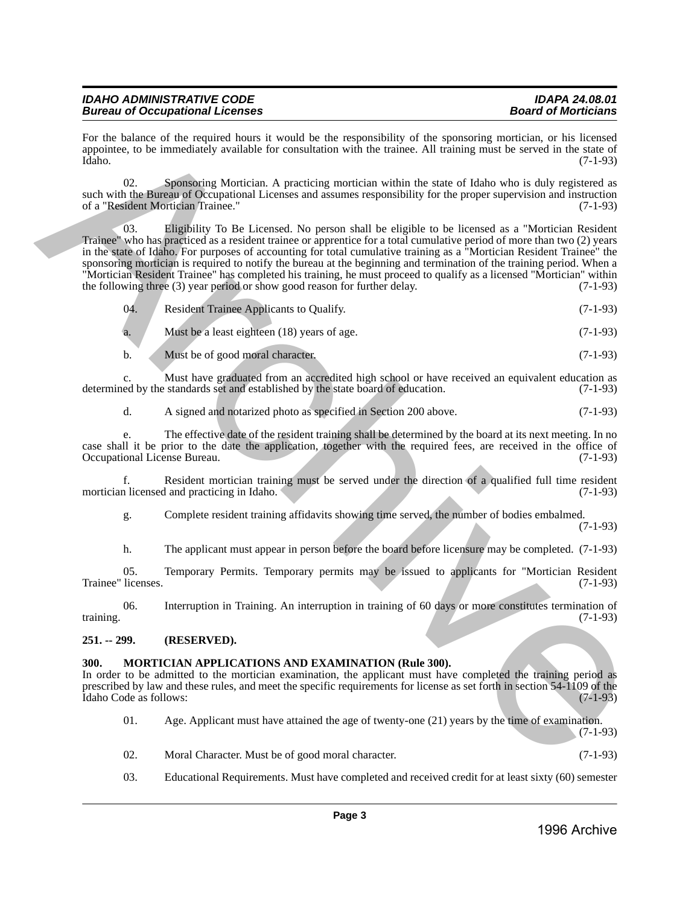For the balance of the required hours it would be the responsibility of the sponsoring mortician, or his licensed appointee, to be immediately available for consultation with the trainee. All training must be served in the state of Idaho. (7-1-93)

02. Sponsoring Mortician. A practicing mortician within the state of Idaho who is duly registered as such with the Bureau of Occupational Licenses and assumes responsibility for the proper supervision and instruction of a "Resident Mortician Trainee." (7-1-93)

03. Eligibility To Be Licensed. No person shall be eligible to be licensed as a "Mortician Resident Trainee" who has practiced as a resident trainee or apprentice for a total cumulative period of more than two (2) years in the state of Idaho. For purposes of accounting for total cumulative training as a "Mortician Resident Trainee" the sponsoring mortician is required to notify the bureau at the beginning and termination of the training period. When a "Mortician Resident Trainee" has completed his training, he must proceed to qualify as a licensed "Mortician" within the following three (3) year period or show good reason for further delay. (7-1-93)

04. Resident Trainee Applicants to Qualify. (7-1-93)

a. Must be a least eighteen (18) years of age. (7-1-93)

b. Must be of good moral character. (7-1-93)

c. Must have graduated from an accredited high school or have received an equivalent education as determined by the standards set and established by the state board of education. (7-1-93)

d. A signed and notarized photo as specified in Section 200 above. (7-1-93)

e. The effective date of the resident training shall be determined by the board at its next meeting. In no case shall it be prior to the date the application, together with the required fees, are received in the office of Occupational License Bureau. (7-1-93)

f. Resident mortician training must be served under the direction of a qualified full time resident mortician licensed and practicing in Idaho. (7-1-93)

g. Complete resident training affidavits showing time served, the number of bodies embalmed. (7-1-93)

h. The applicant must appear in person before the board before licensure may be completed. (7-1-93)

05. Temporary Permits. Temporary permits may be issued to applicants for "Mortician Resident Trainee" licenses. (7-1-93)

06. Interruption in Training. An interruption in training of 60 days or more constitutes termination of training. (7-1-93)

**251. -- 299. (RESERVED).**

**300. MORTICIAN APPLICATIONS AND EXAMINATION (Rule 300).**

In order to be admitted to the mortician examination, the applicant must have completed the training period as prescribed by law and these rules, and meet the specific requirements for license as set forth in section 54-1109 of the Idaho Code as follows: (7-1-93)

01. Age. Applicant must have attained the age of twenty-one (21) years by the time of examination. (7-1-93)

02. Moral Character. Must be of good moral character. (7-1-93)

03. Educational Requirements. Must have completed and received credit for at least sixty (60) semester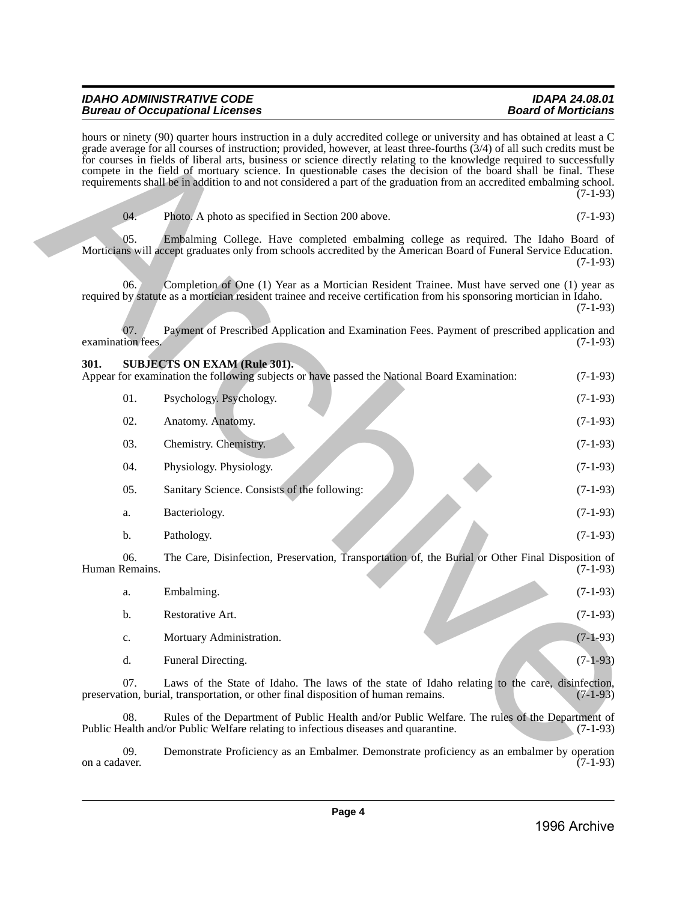hours or ninety (90) quarter hours instruction in a duly accredited college or university and has obtained at least a C grade average for all courses of instruction; provided, however, at least three-fourths (3/4) of all such credits must be for courses in fields of liberal arts, business or science directly relating to the knowledge required to successfully compete in the field of mortuary science. In questionable cases the decision of the board shall be final. These requirements shall be in addition to and not considered a part of the graduation from an accredited embalming school. (7-1-93)

04. Photo. A photo as specified in Section 200 above. (7-1-93)

05. Embalming College. Have completed embalming college as required. The Idaho Board of Morticians will accept graduates only from schools accredited by the American Board of Funeral Service Education. (7-1-93)

06. Completion of One (1) Year as a Mortician Resident Trainee. Must have served one (1) year as required by statute as a mortician resident trainee and receive certification from his sponsoring mortician in Idaho. (7-1-93)

07. Payment of Prescribed Application and Examination Fees. Payment of prescribed application and examination fees. (7-1-93)

**301. SUBJECTS ON EXAM (Rule 301).**

Appear for examination the following subjects or have passed the National Board Examination: (7-1-93)

01. Psychology. Psychology. (7-1-93)

02. Anatomy. Anatomy. (7-1-93)

03. Chemistry. Chemistry. (7-1-93)

04. Physiology. Physiology. (7-1-93)

05. Sanitary Science. Consists of the following: (7-1-93)

a. Bacteriology. (7-1-93)

b. Pathology. (7-1-93)

06. The Care, Disinfection, Preservation, Transportation of, the Burial or Other Final Disposition of Human Remains. (7-1-93)

a. Embalming. (7-1-93)

b. Restorative Art. (7-1-93)

c. Mortuary Administration. (7-1-93)

d. Funeral Directing. (7-1-93)

07. Laws of the State of Idaho. The laws of the state of Idaho relating to the care, disinfection, preservation, burial, transportation, or other final disposition of human remains. (7-1-93)

08. Rules of the Department of Public Health and/or Public Welfare. The rules of the Department of Public Health and/or Public Welfare relating to infectious diseases and quarantine. (7-1-93)

09. Demonstrate Proficiency as an Embalmer. Demonstrate proficiency as an embalmer by operation on a cadaver. (7-1-93)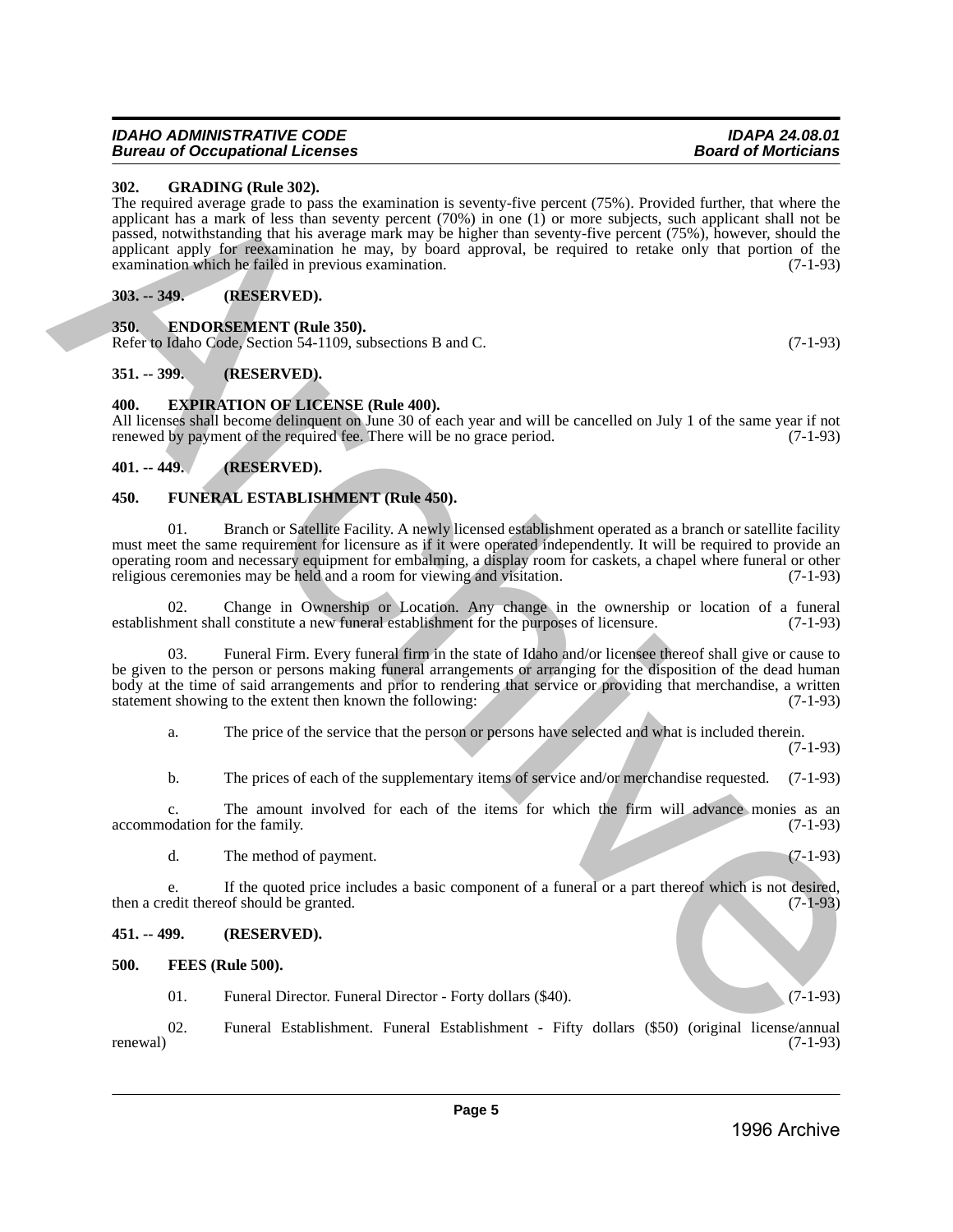**302. GRADING (Rule 302).**

The required average grade to pass the examination is seventy-five percent (75%). Provided further, that where the applicant has a mark of less than seventy percent (70%) in one (1) or more subjects, such applicant shall not be passed, notwithstanding that his average mark may be higher than seventy-five percent (75%), however, should the applicant apply for reexamination he may, by board approval, be required to retake only that portion of the examination which he failed in previous examination. (7-1-93)

**303. -- 349. (RESERVED).**

**350. ENDORSEMENT (Rule 350).**

Refer to Idaho Code, Section 54-1109, subsections B and C. (7-1-93)

**351. -- 399. (RESERVED).**

**400. EXPIRATION OF LICENSE (Rule 400).**

All licenses shall become delinquent on June 30 of each year and will be cancelled on July 1 of the same year if not renewed by payment of the required fee. There will be no grace period. (7-1-93)

**401. -- 449. (RESERVED).**

**450. FUNERAL ESTABLISHMENT (Rule 450).**

01. Branch or Satellite Facility. A newly licensed establishment operated as a branch or satellite facility must meet the same requirement for licensure as if it were operated independently. It will be required to provide an operating room and necessary equipment for embalming, a display room for caskets, a chapel where funeral or other religious ceremonies may be held and a room for viewing and visitation. (7-1-93)

02. Change in Ownership or Location. Any change in the ownership or location of a funeral establishment shall constitute a new funeral establishment for the purposes of licensure. (7-1-93)

03. Funeral Firm. Every funeral firm in the state of Idaho and/or licensee thereof shall give or cause to be given to the person or persons making funeral arrangements or arranging for the disposition of the dead human body at the time of said arrangements and prior to rendering that service or providing that merchandise, a written statement showing to the extent then known the following: (7-1-93)

a. The price of the service that the person or persons have selected and what is included therein. (7-1-93)

b. The prices of each of the supplementary items of service and/or merchandise requested. (7-1-93)

c. The amount involved for each of the items for which the firm will advance monies as an accommodation for the family. (7-1-93)

d. The method of payment. (7-1-93)

e. If the quoted price includes a basic component of a funeral or a part thereof which is not desired, then a credit thereof should be granted. (7-1-93)

**451. -- 499. (RESERVED).**

**500. FEES (Rule 500).**

01. Funeral Director. Funeral Director - Forty dollars ($40). (7-1-93)

02. Funeral Establishment. Funeral Establishment - Fifty dollars ($50) (original license/annual renewal) (7-1-93)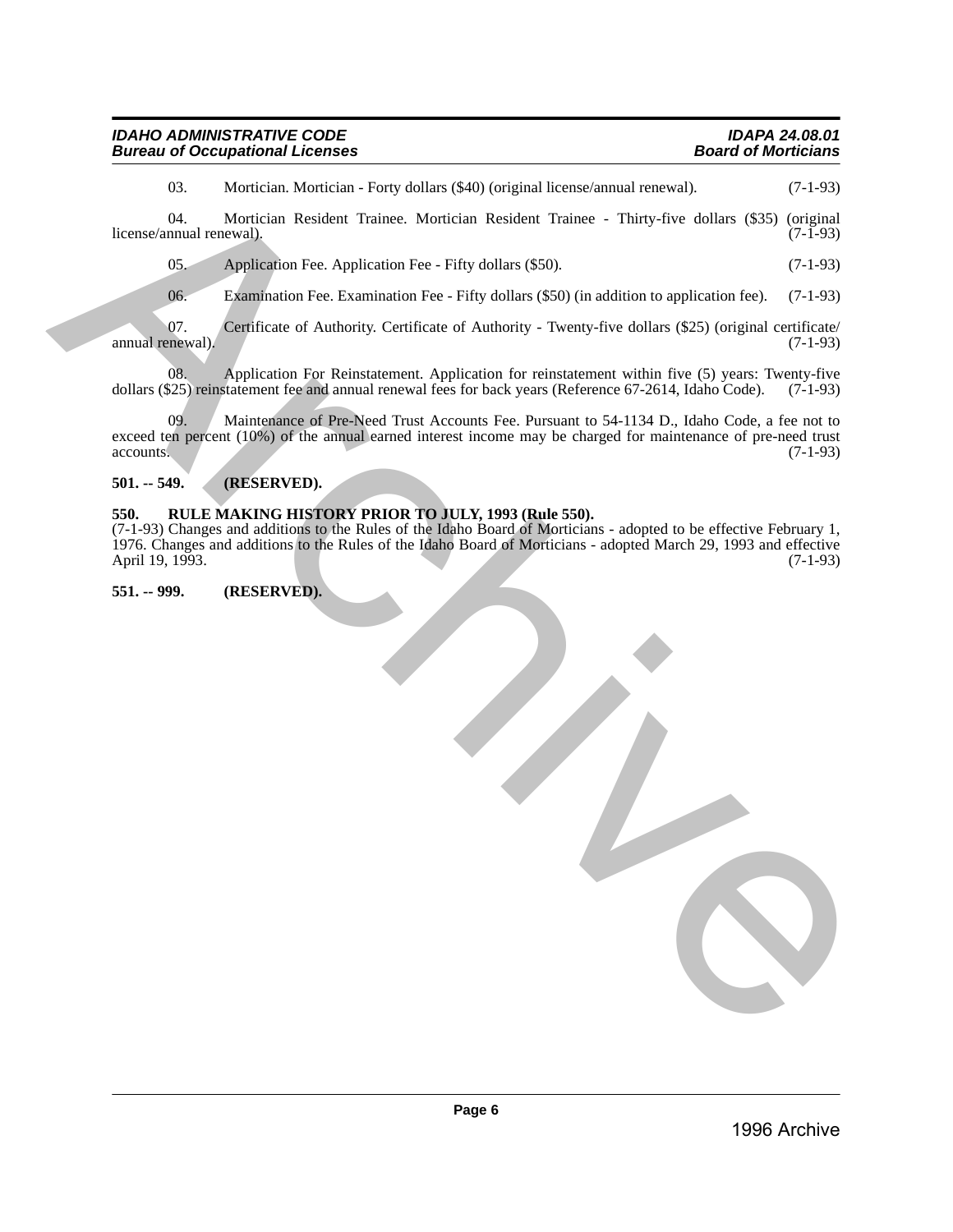03. Mortician. Mortician - Forty dollars ($40) (original license/annual renewal). (7-1-93)

04. Mortician Resident Trainee. Mortician Resident Trainee - Thirty-five dollars ($35) (original license/annual renewal). (7-1-93)

05. Application Fee. Application Fee - Fifty dollars ($50). (7-1-93)

06. Examination Fee. Examination Fee - Fifty dollars ($50) (in addition to application fee). (7-1-93)

07. Certificate of Authority. Certificate of Authority - Twenty-five dollars ($25) (original certificate/ annual renewal). (7-1-93)

08. Application For Reinstatement. Application for reinstatement within five (5) years: Twenty-five dollars ($25) reinstatement fee and annual renewal fees for back years (Reference 67-2614, Idaho Code). (7-1-93)

09. Maintenance of Pre-Need Trust Accounts Fee. Pursuant to 54-1134 D., Idaho Code, a fee not to exceed ten percent (10%) of the annual earned interest income may be charged for maintenance of pre-need trust accounts. (7-1-93)

**501. -- 549. (RESERVED).**

**550. RULE MAKING HISTORY PRIOR TO JULY, 1993 (Rule 550).**

(7-1-93) Changes and additions to the Rules of the Idaho Board of Morticians - adopted to be effective February 1, 1976. Changes and additions to the Rules of the Idaho Board of Morticians - adopted March 29, 1993 and effective April 19, 1993. (7-1-93)

**551. -- 999. (RESERVED).**